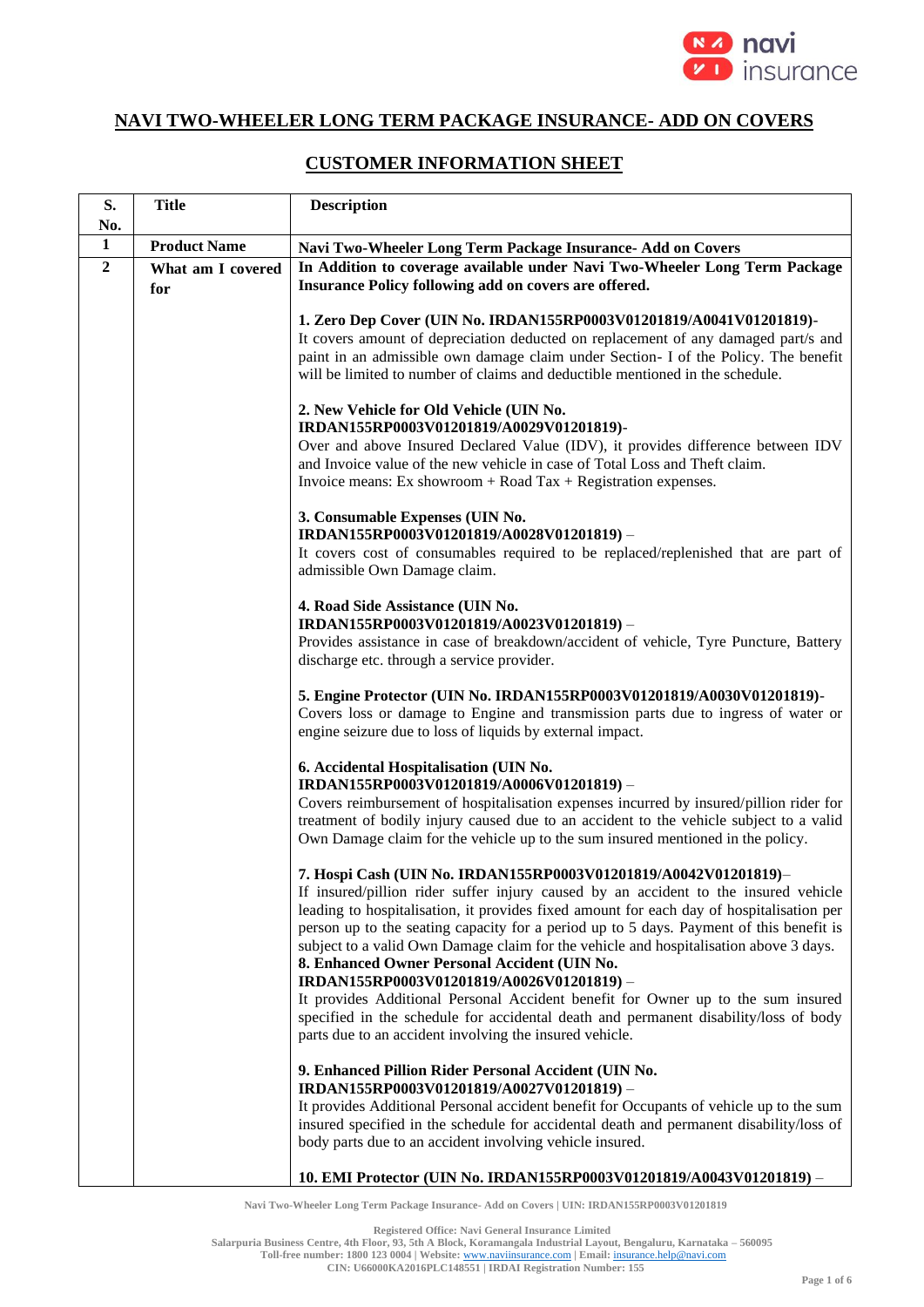## NAVI TWO-WHEELER LONG TERM PACKAGE INSURANCE- ADD ON COVERS

## CUSTOMER INFORMATION SHEET

| S. No. | Title | Description |
|---|---|---|
| 1 | **Product Name** | **Navi Two-Wheeler Long Term Package Insurance- Add on Covers** |
| 2 | **What am I covered for** | **In Addition to coverage available under Navi Two-Wheeler Long Term Package Insurance Policy following add on covers are offered.**<br><br>**1. Zero Dep Cover (UIN No. IRDAN155RP0003V01201819/A0041V01201819)-**<br>It covers amount of depreciation deducted on replacement of any damaged part/s and paint in an admissible own damage claim under Section- I of the Policy. The benefit will be limited to number of claims and deductible mentioned in the schedule.<br><br>**2. New Vehicle for Old Vehicle (UIN No. IRDAN155RP0003V01201819/A0029V01201819)-**<br>Over and above Insured Declared Value (IDV), it provides difference between IDV and Invoice value of the new vehicle in case of Total Loss and Theft claim.<br>Invoice means: Ex showroom + Road Tax + Registration expenses.<br><br>**3. Consumable Expenses (UIN No. IRDAN155RP0003V01201819/A0028V01201819)** –<br>It covers cost of consumables required to be replaced/replenished that are part of admissible Own Damage claim.<br><br>**4. Road Side Assistance (UIN No. IRDAN155RP0003V01201819/A0023V01201819)** –<br>Provides assistance in case of breakdown/accident of vehicle, Tyre Puncture, Battery discharge etc. through a service provider.<br><br>**5. Engine Protector (UIN No. IRDAN155RP0003V01201819/A0030V01201819)-**<br>Covers loss or damage to Engine and transmission parts due to ingress of water or engine seizure due to loss of liquids by external impact.<br><br>**6. Accidental Hospitalisation (UIN No. IRDAN155RP0003V01201819/A0006V01201819)** –<br>Covers reimbursement of hospitalisation expenses incurred by insured/pillion rider for treatment of bodily injury caused due to an accident to the vehicle subject to a valid Own Damage claim for the vehicle up to the sum insured mentioned in the policy.<br><br>**7. Hospi Cash (UIN No. IRDAN155RP0003V01201819/A0042V01201819)**–<br>If insured/pillion rider suffer injury caused by an accident to the insured vehicle leading to hospitalisation, it provides fixed amount for each day of hospitalisation per person up to the seating capacity for a period up to 5 days. Payment of this benefit is subject to a valid Own Damage claim for the vehicle and hospitalisation above 3 days.<br>**8. Enhanced Owner Personal Accident (UIN No. IRDAN155RP0003V01201819/A0026V01201819)** –<br>It provides Additional Personal Accident benefit for Owner up to the sum insured specified in the schedule for accidental death and permanent disability/loss of body parts due to an accident involving the insured vehicle.<br><br>**9. Enhanced Pillion Rider Personal Accident (UIN No. IRDAN155RP0003V01201819/A0027V01201819)** –<br>It provides Additional Personal accident benefit for Occupants of vehicle up to the sum insured specified in the schedule for accidental death and permanent disability/loss of body parts due to an accident involving vehicle insured.<br><br>**10. EMI Protector (UIN No. IRDAN155RP0003V01201819/A0043V01201819)** – |

Navi Two-Wheeler Long Term Package Insurance- Add on Covers | UIN: IRDAN155RP0003V01201819

Registered Office: Navi General Insurance Limited
Salarpuria Business Centre, 4th Floor, 93, 5th A Block, Koramangala Industrial Layout, Bengaluru, Karnataka – 560095
Toll-free number: 1800 123 0004 | Website: www.naviinsurance.com | Email: insurance.help@navi.com
CIN: U66000KA2016PLC148551 | IRDAI Registration Number: 155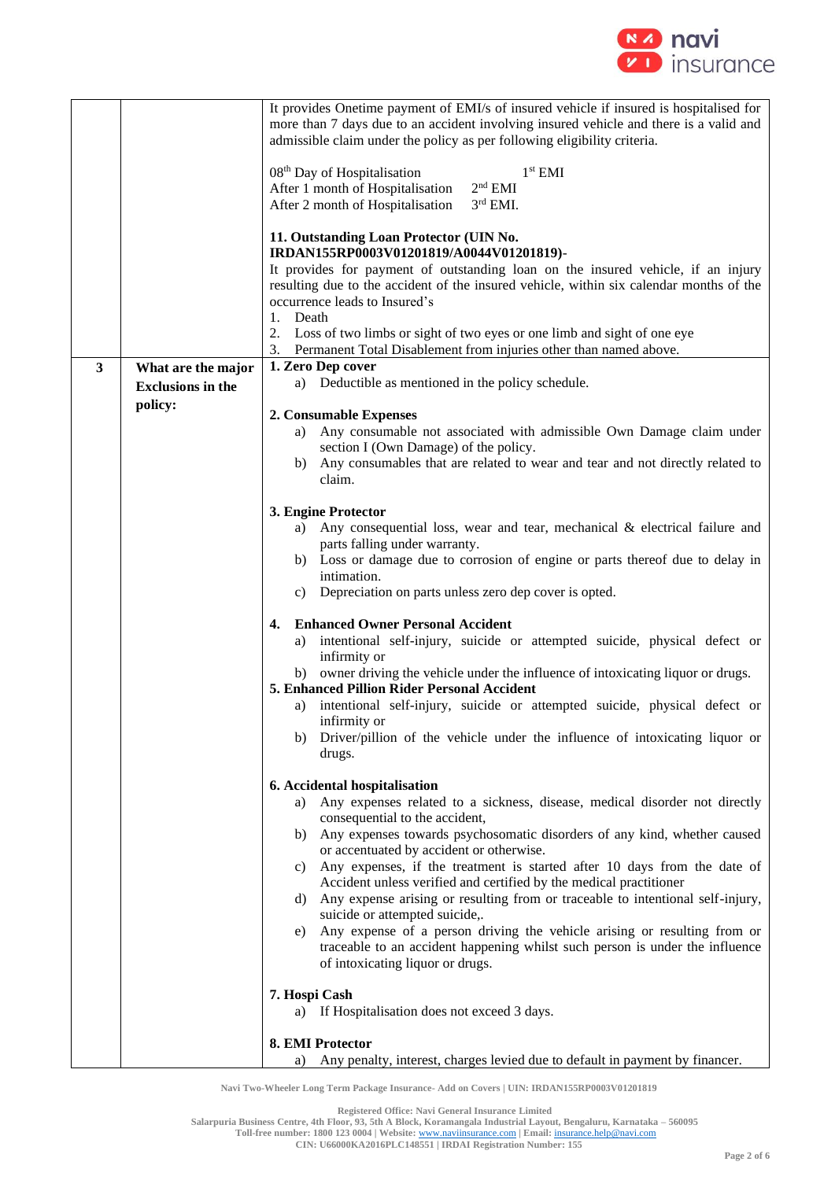| | | |
|---|---|---|
| | | It provides Onetime payment of EMI/s of insured vehicle if insured is hospitalised for more than 7 days due to an accident involving insured vehicle and there is a valid and admissible claim under the policy as per following eligibility criteria.<br><br>08th Day of Hospitalisation — 1st EMI<br>After 1 month of Hospitalisation — 2nd EMI<br>After 2 month of Hospitalisation — 3rd EMI.<br><br>**11. Outstanding Loan Protector (UIN No. IRDAN155RP0003V01201819/A0044V01201819)-**<br>It provides for payment of outstanding loan on the insured vehicle, if an injury resulting due to the accident of the insured vehicle, within six calendar months of the occurrence leads to Insured's<br>1. Death<br>2. Loss of two limbs or sight of two eyes or one limb and sight of one eye<br>3. Permanent Total Disablement from injuries other than named above. |
| **3** | **What are the major Exclusions in the policy:** | **1. Zero Dep cover**<br>a) Deductible as mentioned in the policy schedule.<br><br>**2. Consumable Expenses**<br>a) Any consumable not associated with admissible Own Damage claim under section I (Own Damage) of the policy.<br>b) Any consumables that are related to wear and tear and not directly related to claim.<br><br>**3. Engine Protector**<br>a) Any consequential loss, wear and tear, mechanical & electrical failure and parts falling under warranty.<br>b) Loss or damage due to corrosion of engine or parts thereof due to delay in intimation.<br>c) Depreciation on parts unless zero dep cover is opted.<br><br>**4. Enhanced Owner Personal Accident**<br>a) intentional self-injury, suicide or attempted suicide, physical defect or infirmity or<br>b) owner driving the vehicle under the influence of intoxicating liquor or drugs.<br>**5. Enhanced Pillion Rider Personal Accident**<br>a) intentional self-injury, suicide or attempted suicide, physical defect or infirmity or<br>b) Driver/pillion of the vehicle under the influence of intoxicating liquor or drugs.<br><br>**6. Accidental hospitalisation**<br>a) Any expenses related to a sickness, disease, medical disorder not directly consequential to the accident,<br>b) Any expenses towards psychosomatic disorders of any kind, whether caused or accentuated by accident or otherwise.<br>c) Any expenses, if the treatment is started after 10 days from the date of Accident unless verified and certified by the medical practitioner<br>d) Any expense arising or resulting from or traceable to intentional self-injury, suicide or attempted suicide,.<br>e) Any expense of a person driving the vehicle arising or resulting from or traceable to an accident happening whilst such person is under the influence of intoxicating liquor or drugs.<br><br>**7. Hospi Cash**<br>a) If Hospitalisation does not exceed 3 days.<br><br>**8. EMI Protector**<br>a) Any penalty, interest, charges levied due to default in payment by financer. |

Navi Two-Wheeler Long Term Package Insurance- Add on Covers | UIN: IRDAN155RP0003V01201819

Registered Office: Navi General Insurance Limited
Salarpuria Business Centre, 4th Floor, 93, 5th A Block, Koramangala Industrial Layout, Bengaluru, Karnataka – 560095
Toll-free number: 1800 123 0004 | Website: www.naviinsurance.com | Email: insurance.help@navi.com
CIN: U66000KA2016PLC148551 | IRDAI Registration Number: 155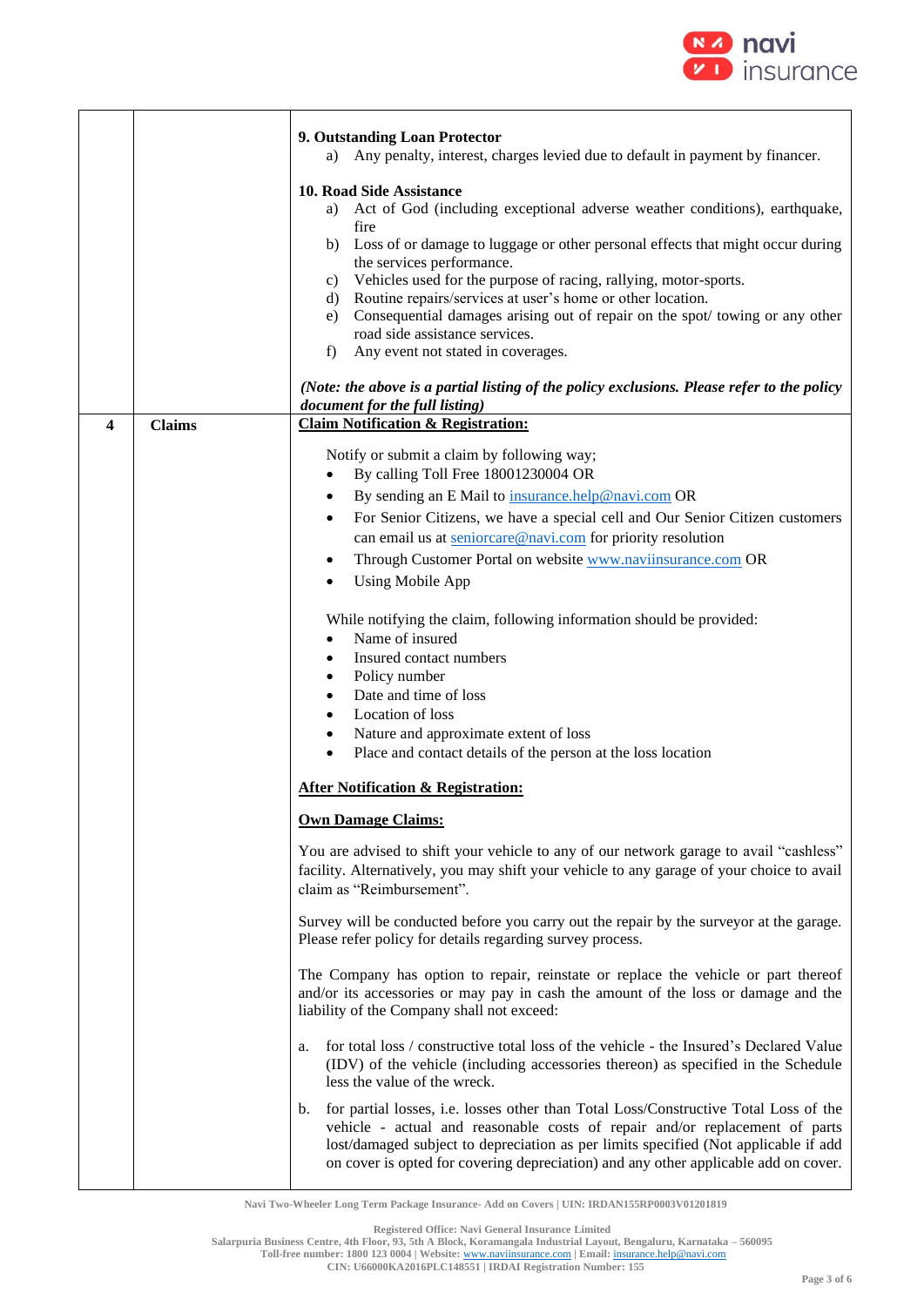| | | |
|---|---|---|
| | | **9. Outstanding Loan Protector**<br>a) Any penalty, interest, charges levied due to default in payment by financer.<br><br>**10. Road Side Assistance**<br>a) Act of God (including exceptional adverse weather conditions), earthquake, fire<br>b) Loss of or damage to luggage or other personal effects that might occur during the services performance.<br>c) Vehicles used for the purpose of racing, rallying, motor-sports.<br>d) Routine repairs/services at user's home or other location.<br>e) Consequential damages arising out of repair on the spot/ towing or any other road side assistance services.<br>f) Any event not stated in coverages.<br><br>***(Note: the above is a partial listing of the policy exclusions. Please refer to the policy document for the full listing)*** |
| **4** | **Claims** | **<u>Claim Notification & Registration:</u>**<br><br>Notify or submit a claim by following way;<br>• By calling Toll Free 18001230004 OR<br>• By sending an E Mail to insurance.help@navi.com OR<br>• For Senior Citizens, we have a special cell and Our Senior Citizen customers can email us at seniorcare@navi.com for priority resolution<br>• Through Customer Portal on website www.naviinsurance.com OR<br>• Using Mobile App<br><br>While notifying the claim, following information should be provided:<br>• Name of insured<br>• Insured contact numbers<br>• Policy number<br>• Date and time of loss<br>• Location of loss<br>• Nature and approximate extent of loss<br>• Place and contact details of the person at the loss location<br><br>**<u>After Notification & Registration:</u>**<br><br>**<u>Own Damage Claims:</u>**<br><br>You are advised to shift your vehicle to any of our network garage to avail "cashless" facility. Alternatively, you may shift your vehicle to any garage of your choice to avail claim as "Reimbursement".<br><br>Survey will be conducted before you carry out the repair by the surveyor at the garage. Please refer policy for details regarding survey process.<br><br>The Company has option to repair, reinstate or replace the vehicle or part thereof and/or its accessories or may pay in cash the amount of the loss or damage and the liability of the Company shall not exceed:<br><br>a. for total loss / constructive total loss of the vehicle - the Insured's Declared Value (IDV) of the vehicle (including accessories thereon) as specified in the Schedule less the value of the wreck.<br><br>b. for partial losses, i.e. losses other than Total Loss/Constructive Total Loss of the vehicle - actual and reasonable costs of repair and/or replacement of parts lost/damaged subject to depreciation as per limits specified (Not applicable if add on cover is opted for covering depreciation) and any other applicable add on cover. |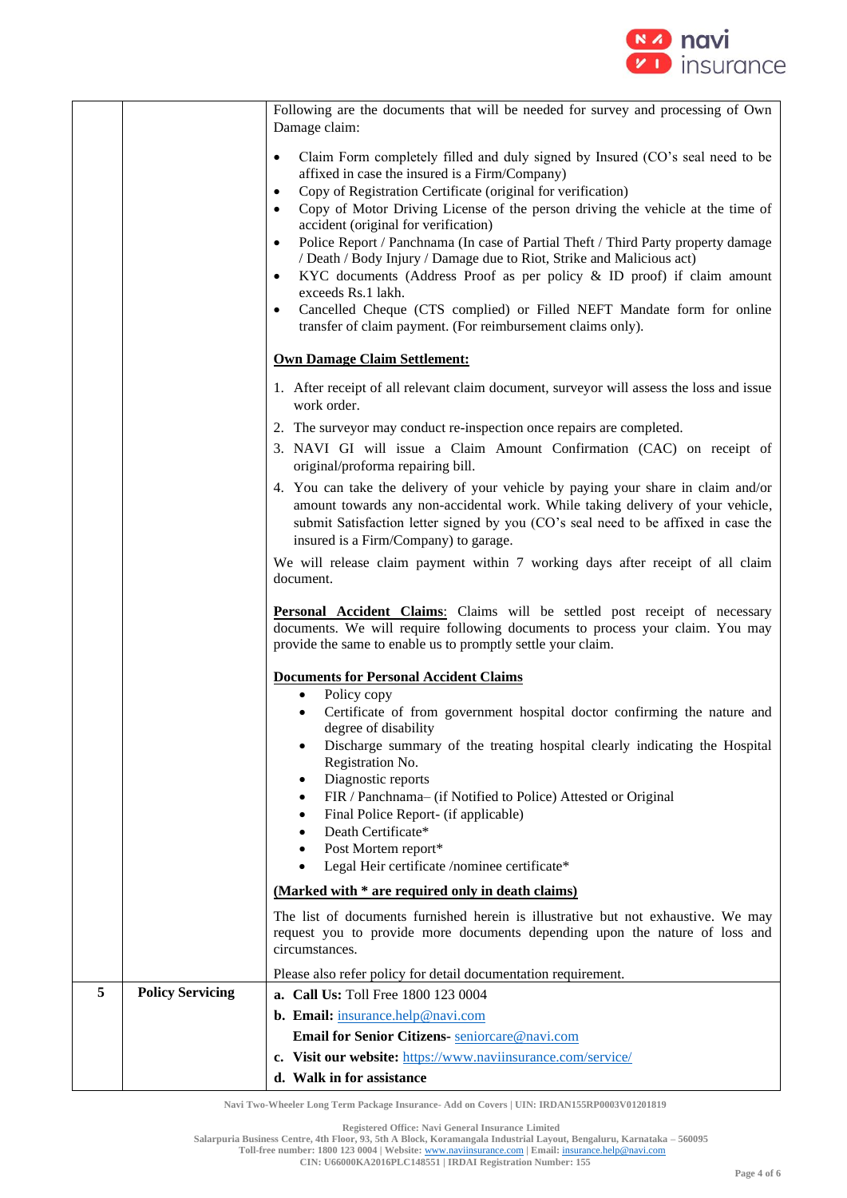| | | |
|---|---|---|
| | | Following are the documents that will be needed for survey and processing of Own Damage claim:<br><br>• Claim Form completely filled and duly signed by Insured (CO's seal need to be affixed in case the insured is a Firm/Company)<br>• Copy of Registration Certificate (original for verification)<br>• Copy of Motor Driving License of the person driving the vehicle at the time of accident (original for verification)<br>• Police Report / Panchnama (In case of Partial Theft / Third Party property damage / Death / Body Injury / Damage due to Riot, Strike and Malicious act)<br>• KYC documents (Address Proof as per policy & ID proof) if claim amount exceeds Rs.1 lakh.<br>• Cancelled Cheque (CTS complied) or Filled NEFT Mandate form for online transfer of claim payment. (For reimbursement claims only).<br><br>**<u>Own Damage Claim Settlement:</u>**<br><br>1. After receipt of all relevant claim document, surveyor will assess the loss and issue work order.<br>2. The surveyor may conduct re-inspection once repairs are completed.<br>3. NAVI GI will issue a Claim Amount Confirmation (CAC) on receipt of original/proforma repairing bill.<br>4. You can take the delivery of your vehicle by paying your share in claim and/or amount towards any non-accidental work. While taking delivery of your vehicle, submit Satisfaction letter signed by you (CO's seal need to be affixed in case the insured is a Firm/Company) to garage.<br><br>We will release claim payment within 7 working days after receipt of all claim document.<br><br>**<u>Personal Accident Claims</u>**: Claims will be settled post receipt of necessary documents. We will require following documents to process your claim. You may provide the same to enable us to promptly settle your claim.<br><br>**<u>Documents for Personal Accident Claims</u>**<br>• Policy copy<br>• Certificate of from government hospital doctor confirming the nature and degree of disability<br>• Discharge summary of the treating hospital clearly indicating the Hospital Registration No.<br>• Diagnostic reports<br>• FIR / Panchnama– (if Notified to Police) Attested or Original<br>• Final Police Report- (if applicable)<br>• Death Certificate*<br>• Post Mortem report*<br>• Legal Heir certificate /nominee certificate*<br><br>**<u>(Marked with * are required only in death claims)</u>**<br><br>The list of documents furnished herein is illustrative but not exhaustive. We may request you to provide more documents depending upon the nature of loss and circumstances.<br><br>Please also refer policy for detail documentation requirement. |
| **5** | **Policy Servicing** | **a. Call Us:** Toll Free 1800 123 0004<br>**b. Email:** insurance.help@navi.com<br>**Email for Senior Citizens-** seniorcare@navi.com<br>**c. Visit our website:** https://www.naviinsurance.com/service/<br>**d. Walk in for assistance** |

Navi Two-Wheeler Long Term Package Insurance- Add on Covers | UIN: IRDAN155RP0003V01201819

Registered Office: Navi General Insurance Limited
Salarpuria Business Centre, 4th Floor, 93, 5th A Block, Koramangala Industrial Layout, Bengaluru, Karnataka – 560095
Toll-free number: 1800 123 0004 | Website: www.naviinsurance.com | Email: insurance.help@navi.com
CIN: U66000KA2016PLC148551 | IRDAI Registration Number: 155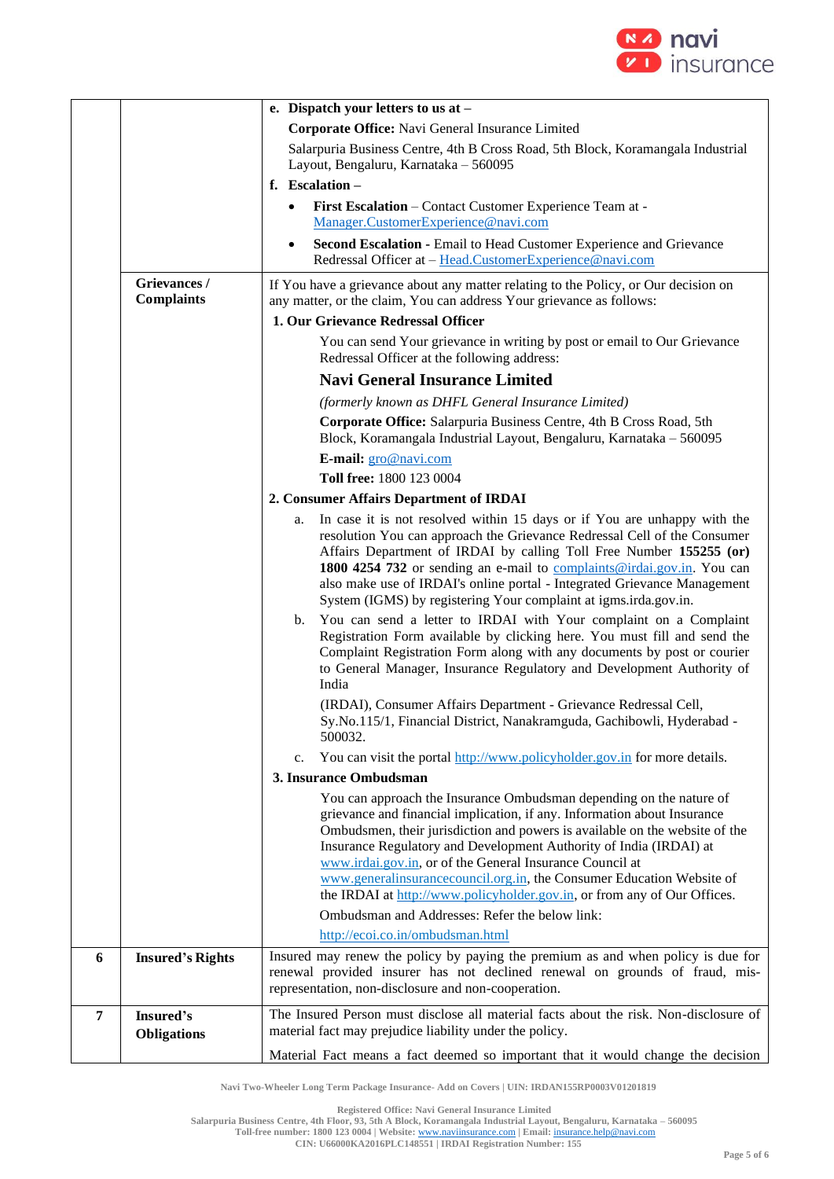| | | |
|---|---|---|
| | | **e. Dispatch your letters to us at –**<br>**Corporate Office:** Navi General Insurance Limited<br>Salarpuria Business Centre, 4th B Cross Road, 5th Block, Koramangala Industrial Layout, Bengaluru, Karnataka – 560095<br>**f. Escalation –**<br>• **First Escalation** – Contact Customer Experience Team at - Manager.CustomerExperience@navi.com<br>• **Second Escalation** - Email to Head Customer Experience and Grievance Redressal Officer at – Head.CustomerExperience@navi.com |
| | **Grievances / Complaints** | If You have a grievance about any matter relating to the Policy, or Our decision on any matter, or the claim, You can address Your grievance as follows:<br>**1. Our Grievance Redressal Officer**<br>You can send Your grievance in writing by post or email to Our Grievance Redressal Officer at the following address:<br>**Navi General Insurance Limited**<br>*(formerly known as DHFL General Insurance Limited)*<br>**Corporate Office:** Salarpuria Business Centre, 4th B Cross Road, 5th Block, Koramangala Industrial Layout, Bengaluru, Karnataka – 560095<br>**E-mail:** gro@navi.com<br>**Toll free:** 1800 123 0004<br>**2. Consumer Affairs Department of IRDAI**<br>a. In case it is not resolved within 15 days or if You are unhappy with the resolution You can approach the Grievance Redressal Cell of the Consumer Affairs Department of IRDAI by calling Toll Free Number **155255 (or) 1800 4254 732** or sending an e-mail to complaints@irdai.gov.in. You can also make use of IRDAI's online portal - Integrated Grievance Management System (IGMS) by registering Your complaint at igms.irda.gov.in.<br>b. You can send a letter to IRDAI with Your complaint on a Complaint Registration Form available by clicking here. You must fill and send the Complaint Registration Form along with any documents by post or courier to General Manager, Insurance Regulatory and Development Authority of India<br>(IRDAI), Consumer Affairs Department - Grievance Redressal Cell, Sy.No.115/1, Financial District, Nanakramguda, Gachibowli, Hyderabad - 500032.<br>c. You can visit the portal http://www.policyholder.gov.in for more details.<br>**3. Insurance Ombudsman**<br>You can approach the Insurance Ombudsman depending on the nature of grievance and financial implication, if any. Information about Insurance Ombudsmen, their jurisdiction and powers is available on the website of the Insurance Regulatory and Development Authority of India (IRDAI) at www.irdai.gov.in, or of the General Insurance Council at www.generalinsurancecouncil.org.in, the Consumer Education Website of the IRDAI at http://www.policyholder.gov.in, or from any of Our Offices.<br>Ombudsman and Addresses: Refer the below link:<br>http://ecoi.co.in/ombudsman.html |
| **6** | **Insured's Rights** | Insured may renew the policy by paying the premium as and when policy is due for renewal provided insurer has not declined renewal on grounds of fraud, mis-representation, non-disclosure and non-cooperation. |
| **7** | **Insured's Obligations** | The Insured Person must disclose all material facts about the risk. Non-disclosure of material fact may prejudice liability under the policy.<br>Material Fact means a fact deemed so important that it would change the decision |

Navi Two-Wheeler Long Term Package Insurance- Add on Covers | UIN: IRDAN155RP0003V01201819

Registered Office: Navi General Insurance Limited
Salarpuria Business Centre, 4th Floor, 93, 5th A Block, Koramangala Industrial Layout, Bengaluru, Karnataka – 560095
Toll-free number: 1800 123 0004 | Website: www.naviinsurance.com | Email: insurance.help@navi.com
CIN: U66000KA2016PLC148551 | IRDAI Registration Number: 155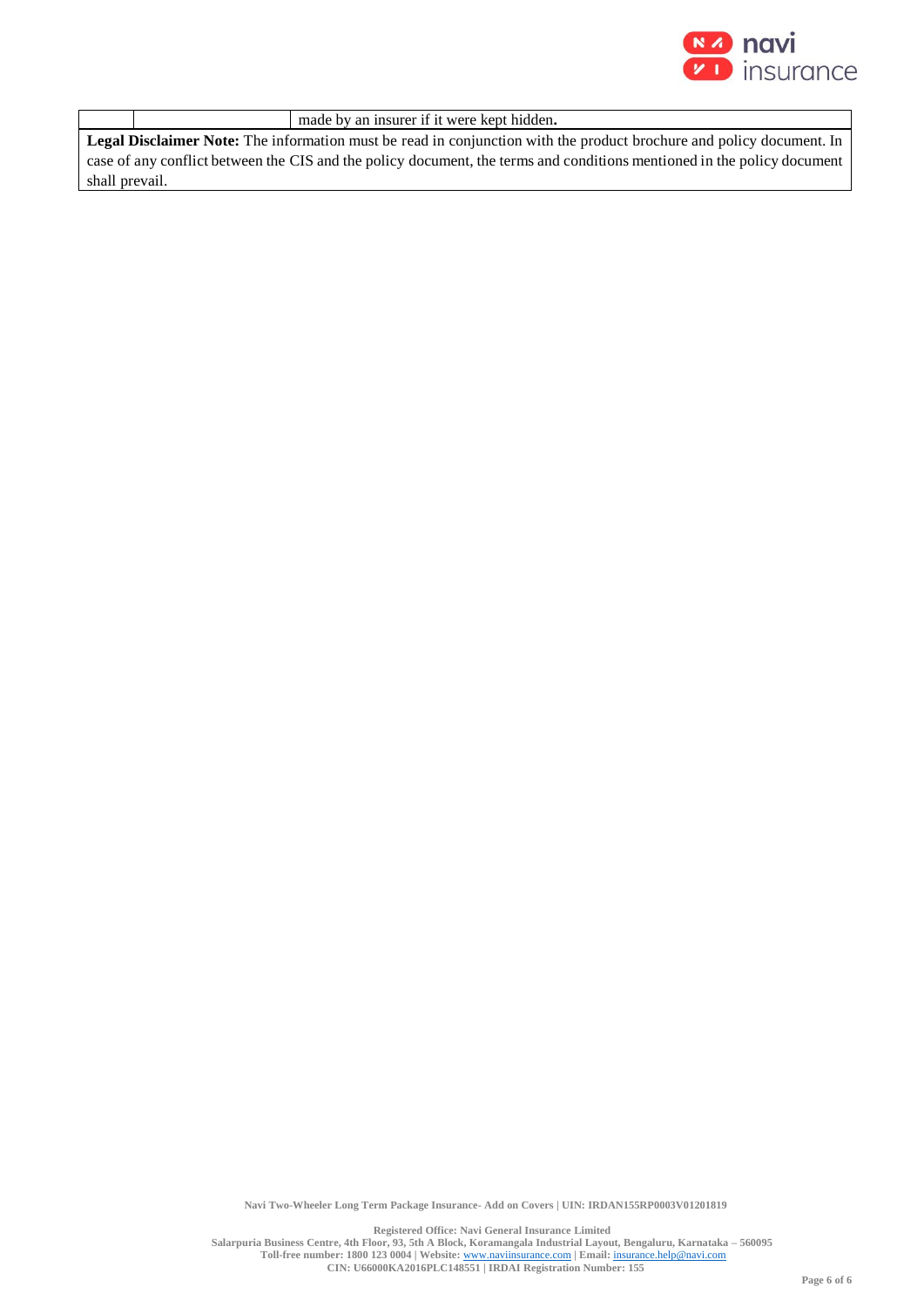| | | |
|---|---|---|
| | | made by an insurer if it were kept hidden**.** |

**Legal Disclaimer Note:** The information must be read in conjunction with the product brochure and policy document. In case of any conflict between the CIS and the policy document, the terms and conditions mentioned in the policy document shall prevail.